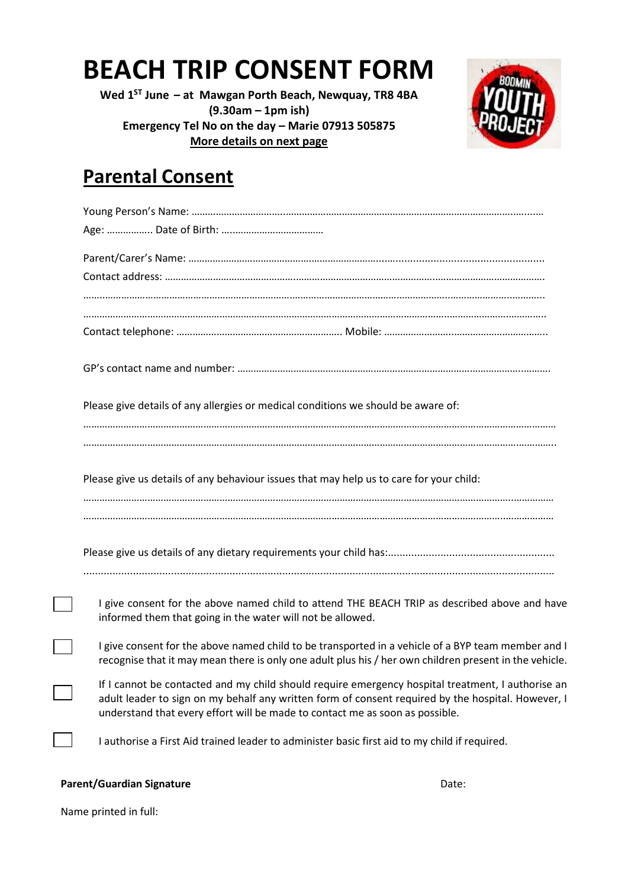# BEACH TRIP CONSENT FORM

**Wed 1$^{ST}$ June – at Mawgan Porth Beach, Newquay, TR8 4BA**
**(9.30am – 1pm ish)**
**Emergency Tel No on the day – Marie 07913 505875**
**More details on next page**

## Parental Consent

Young Person's Name: ……………………………………………………………………………………………………………

Age: …………….. Date of Birth: ……………………………….

Parent/Carer's Name: ……………………………………………………………………………………………………………

Contact address: ……………………………………………………………………………………………………………………

……………………………………………………………………………………………………………………………………………

……………………………………………………………………………………………………………………………………………

Contact telephone: ……………………………………………………. Mobile: ……………………………………………………

GP's contact name and number: ………………………………………………………………………………………………

Please give details of any allergies or medical conditions we should be aware of:

……………………………………………………………………………………………………………………………………………

……………………………………………………………………………………………………………………………………………

Please give us details of any behaviour issues that may help us to care for your child:

……………………………………………………………………………………………………………………………………………

……………………………………………………………………………………………………………………………………………

Please give us details of any dietary requirements your child has:………………………………………………………

……………………………………………………………………………………………………………………………………………

- [ ] I give consent for the above named child to attend THE BEACH TRIP as described above and have informed them that going in the water will not be allowed.
- [ ] I give consent for the above named child to be transported in a vehicle of a BYP team member and I recognise that it may mean there is only one adult plus his / her own children present in the vehicle.
- [ ] If I cannot be contacted and my child should require emergency hospital treatment, I authorise an adult leader to sign on my behalf any written form of consent required by the hospital. However, I understand that every effort will be made to contact me as soon as possible.
- [ ] I authorise a First Aid trained leader to administer basic first aid to my child if required.

**Parent/Guardian Signature** Date:

Name printed in full: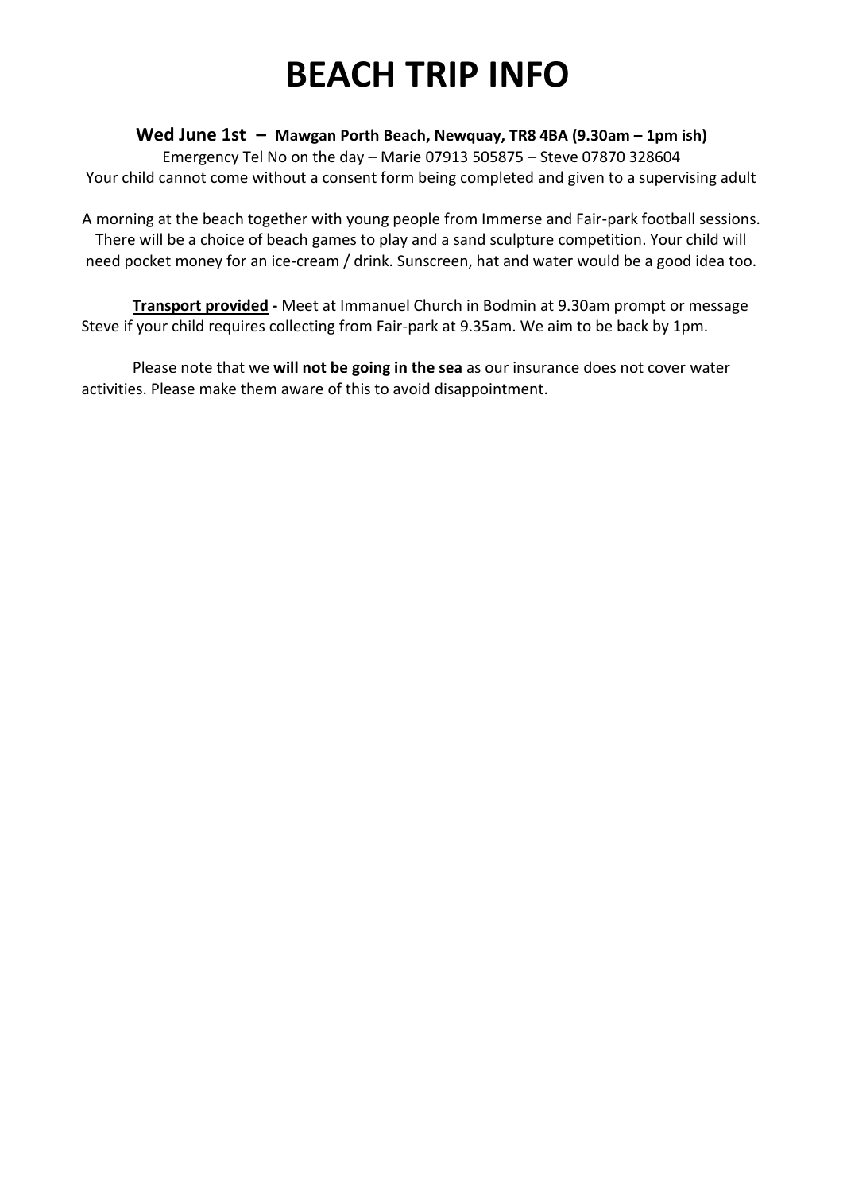# BEACH TRIP INFO

**Wed June 1st – Mawgan Porth Beach, Newquay, TR8 4BA (9.30am – 1pm ish)**

Emergency Tel No on the day – Marie 07913 505875 – Steve 07870 328604

Your child cannot come without a consent form being completed and given to a supervising adult

A morning at the beach together with young people from Immerse and Fair-park football sessions. There will be a choice of beach games to play and a sand sculpture competition. Your child will need pocket money for an ice-cream / drink. Sunscreen, hat and water would be a good idea too.

**Transport provided -** Meet at Immanuel Church in Bodmin at 9.30am prompt or message Steve if your child requires collecting from Fair-park at 9.35am. We aim to be back by 1pm.

Please note that we **will not be going in the sea** as our insurance does not cover water activities. Please make them aware of this to avoid disappointment.